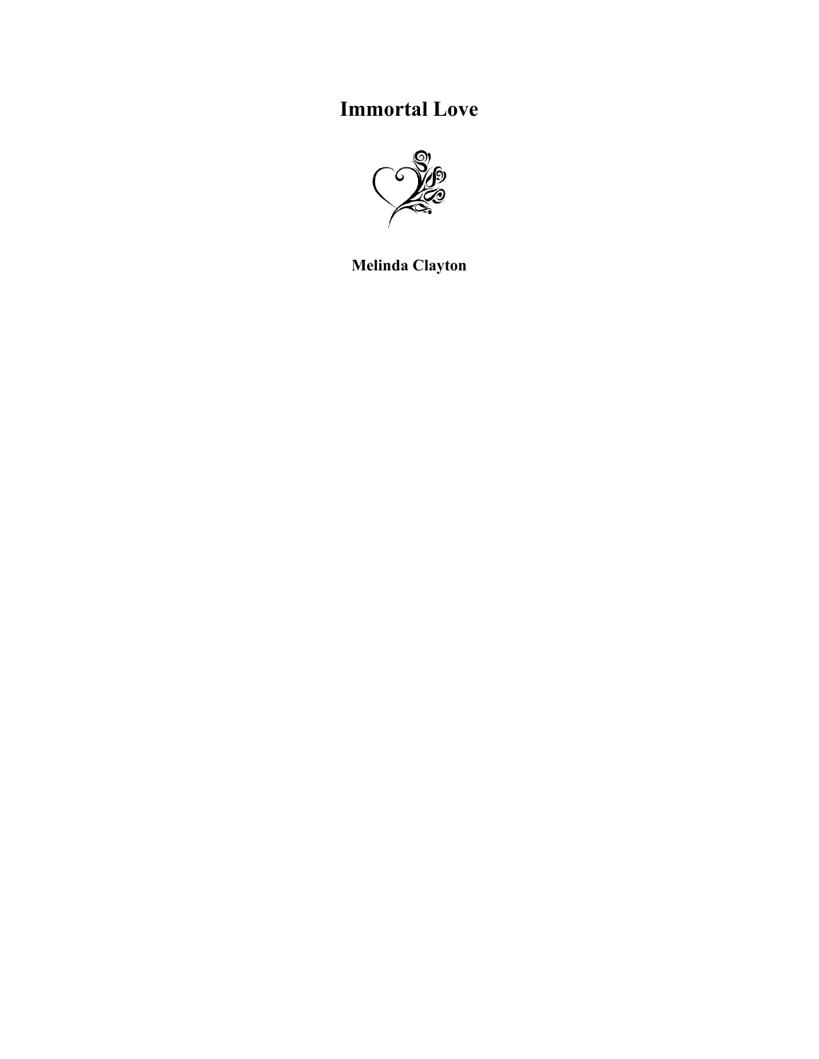# Immortal Love

**Melinda Clayton**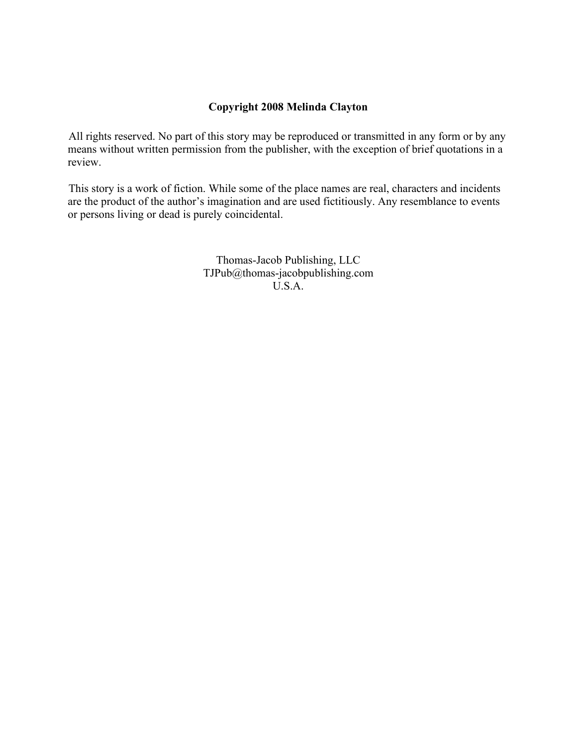**Copyright 2008 Melinda Clayton**

All rights reserved. No part of this story may be reproduced or transmitted in any form or by any means without written permission from the publisher, with the exception of brief quotations in a review.

This story is a work of fiction. While some of the place names are real, characters and incidents are the product of the author's imagination and are used fictitiously. Any resemblance to events or persons living or dead is purely coincidental.

Thomas-Jacob Publishing, LLC  
TJPub@thomas-jacobpublishing.com  
U.S.A.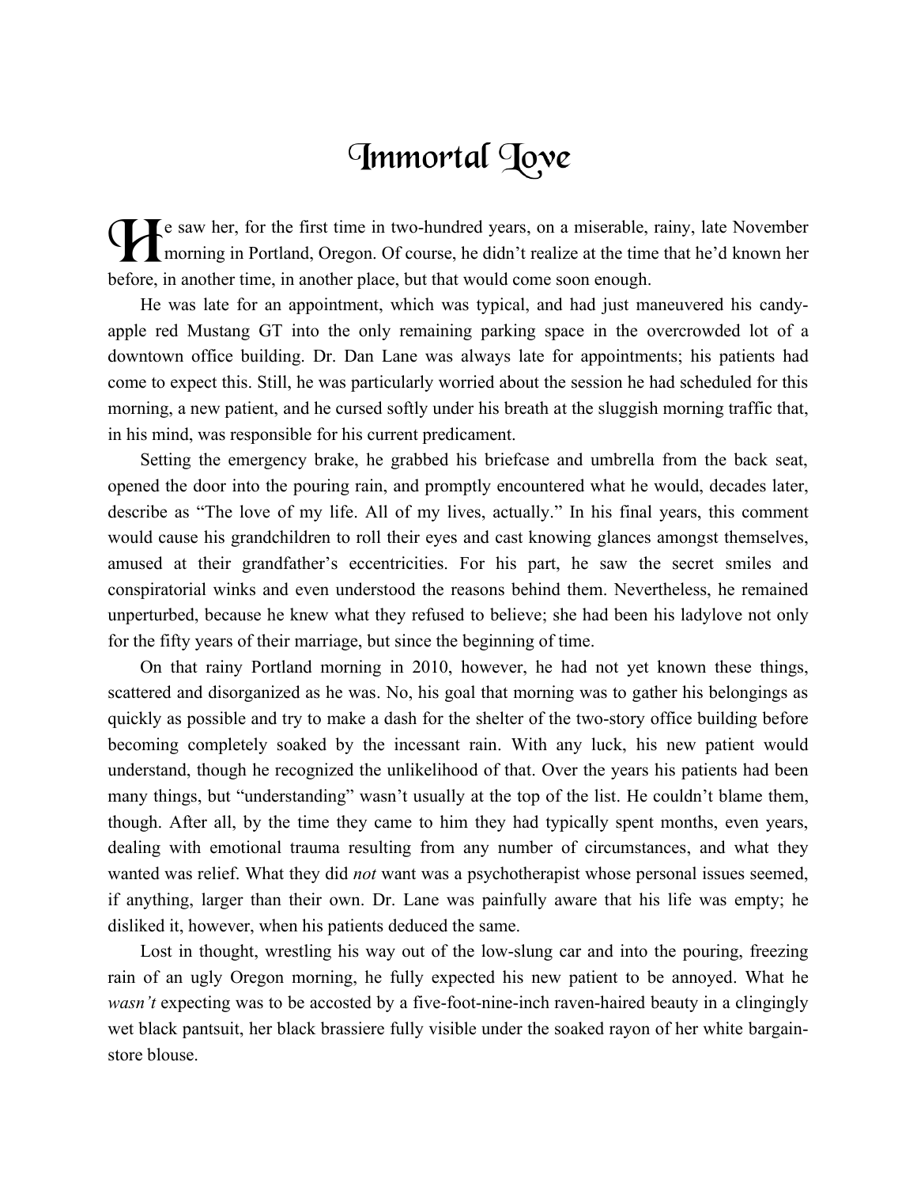# Immortal Love

He saw her, for the first time in two-hundred years, on a miserable, rainy, late November morning in Portland, Oregon. Of course, he didn't realize at the time that he'd known her before, in another time, in another place, but that would come soon enough.

He was late for an appointment, which was typical, and had just maneuvered his candy-apple red Mustang GT into the only remaining parking space in the overcrowded lot of a downtown office building. Dr. Dan Lane was always late for appointments; his patients had come to expect this. Still, he was particularly worried about the session he had scheduled for this morning, a new patient, and he cursed softly under his breath at the sluggish morning traffic that, in his mind, was responsible for his current predicament.

Setting the emergency brake, he grabbed his briefcase and umbrella from the back seat, opened the door into the pouring rain, and promptly encountered what he would, decades later, describe as "The love of my life. All of my lives, actually." In his final years, this comment would cause his grandchildren to roll their eyes and cast knowing glances amongst themselves, amused at their grandfather's eccentricities. For his part, he saw the secret smiles and conspiratorial winks and even understood the reasons behind them. Nevertheless, he remained unperturbed, because he knew what they refused to believe; she had been his ladylove not only for the fifty years of their marriage, but since the beginning of time.

On that rainy Portland morning in 2010, however, he had not yet known these things, scattered and disorganized as he was. No, his goal that morning was to gather his belongings as quickly as possible and try to make a dash for the shelter of the two-story office building before becoming completely soaked by the incessant rain. With any luck, his new patient would understand, though he recognized the unlikelihood of that. Over the years his patients had been many things, but "understanding" wasn't usually at the top of the list. He couldn't blame them, though. After all, by the time they came to him they had typically spent months, even years, dealing with emotional trauma resulting from any number of circumstances, and what they wanted was relief. What they did *not* want was a psychotherapist whose personal issues seemed, if anything, larger than their own. Dr. Lane was painfully aware that his life was empty; he disliked it, however, when his patients deduced the same.

Lost in thought, wrestling his way out of the low-slung car and into the pouring, freezing rain of an ugly Oregon morning, he fully expected his new patient to be annoyed. What he *wasn't* expecting was to be accosted by a five-foot-nine-inch raven-haired beauty in a clingingly wet black pantsuit, her black brassiere fully visible under the soaked rayon of her white bargain-store blouse.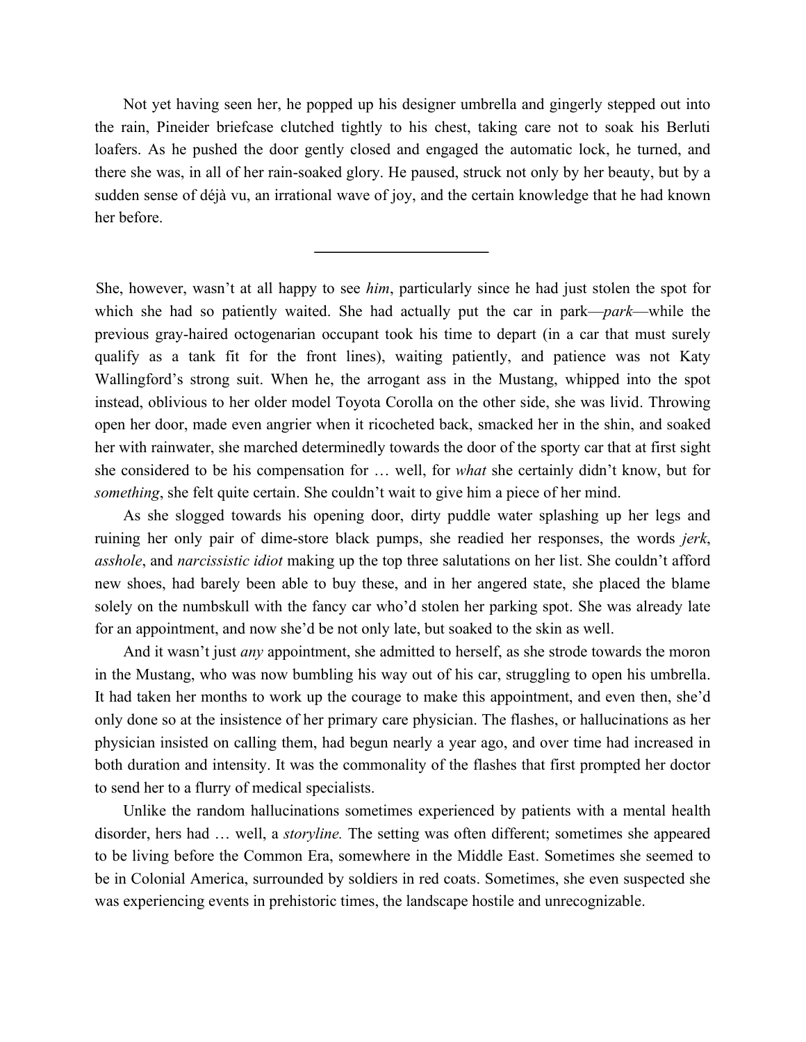Not yet having seen her, he popped up his designer umbrella and gingerly stepped out into the rain, Pineider briefcase clutched tightly to his chest, taking care not to soak his Berluti loafers. As he pushed the door gently closed and engaged the automatic lock, he turned, and there she was, in all of her rain-soaked glory. He paused, struck not only by her beauty, but by a sudden sense of déjà vu, an irrational wave of joy, and the certain knowledge that he had known her before.

---

She, however, wasn't at all happy to see *him*, particularly since he had just stolen the spot for which she had so patiently waited. She had actually put the car in park—*park*—while the previous gray-haired octogenarian occupant took his time to depart (in a car that must surely qualify as a tank fit for the front lines), waiting patiently, and patience was not Katy Wallingford's strong suit. When he, the arrogant ass in the Mustang, whipped into the spot instead, oblivious to her older model Toyota Corolla on the other side, she was livid. Throwing open her door, made even angrier when it ricocheted back, smacked her in the shin, and soaked her with rainwater, she marched determinedly towards the door of the sporty car that at first sight she considered to be his compensation for … well, for *what* she certainly didn't know, but for *something*, she felt quite certain. She couldn't wait to give him a piece of her mind.

As she slogged towards his opening door, dirty puddle water splashing up her legs and ruining her only pair of dime-store black pumps, she readied her responses, the words *jerk*, *asshole*, and *narcissistic idiot* making up the top three salutations on her list. She couldn't afford new shoes, had barely been able to buy these, and in her angered state, she placed the blame solely on the numbskull with the fancy car who'd stolen her parking spot. She was already late for an appointment, and now she'd be not only late, but soaked to the skin as well.

And it wasn't just *any* appointment, she admitted to herself, as she strode towards the moron in the Mustang, who was now bumbling his way out of his car, struggling to open his umbrella. It had taken her months to work up the courage to make this appointment, and even then, she'd only done so at the insistence of her primary care physician. The flashes, or hallucinations as her physician insisted on calling them, had begun nearly a year ago, and over time had increased in both duration and intensity. It was the commonality of the flashes that first prompted her doctor to send her to a flurry of medical specialists.

Unlike the random hallucinations sometimes experienced by patients with a mental health disorder, hers had … well, a *storyline.* The setting was often different; sometimes she appeared to be living before the Common Era, somewhere in the Middle East. Sometimes she seemed to be in Colonial America, surrounded by soldiers in red coats. Sometimes, she even suspected she was experiencing events in prehistoric times, the landscape hostile and unrecognizable.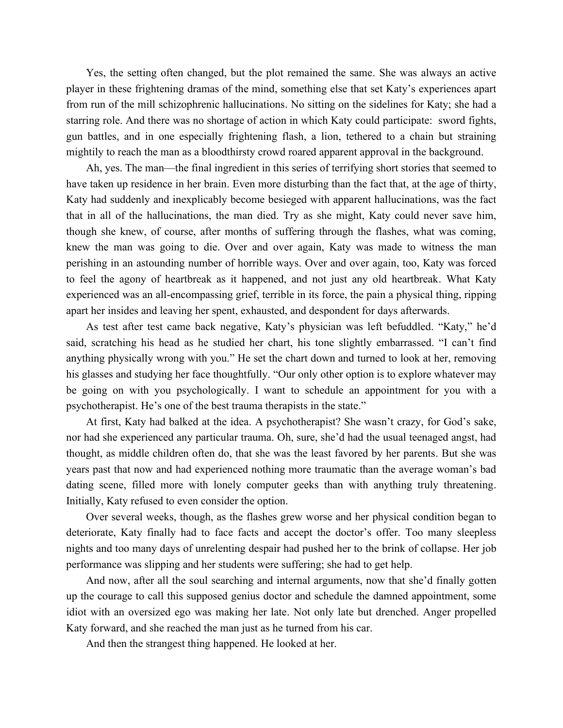Yes, the setting often changed, but the plot remained the same. She was always an active player in these frightening dramas of the mind, something else that set Katy's experiences apart from run of the mill schizophrenic hallucinations. No sitting on the sidelines for Katy; she had a starring role. And there was no shortage of action in which Katy could participate: sword fights, gun battles, and in one especially frightening flash, a lion, tethered to a chain but straining mightily to reach the man as a bloodthirsty crowd roared apparent approval in the background.

Ah, yes. The man—the final ingredient in this series of terrifying short stories that seemed to have taken up residence in her brain. Even more disturbing than the fact that, at the age of thirty, Katy had suddenly and inexplicably become besieged with apparent hallucinations, was the fact that in all of the hallucinations, the man died. Try as she might, Katy could never save him, though she knew, of course, after months of suffering through the flashes, what was coming, knew the man was going to die. Over and over again, Katy was made to witness the man perishing in an astounding number of horrible ways. Over and over again, too, Katy was forced to feel the agony of heartbreak as it happened, and not just any old heartbreak. What Katy experienced was an all-encompassing grief, terrible in its force, the pain a physical thing, ripping apart her insides and leaving her spent, exhausted, and despondent for days afterwards.

As test after test came back negative, Katy's physician was left befuddled. "Katy," he'd said, scratching his head as he studied her chart, his tone slightly embarrassed. "I can't find anything physically wrong with you." He set the chart down and turned to look at her, removing his glasses and studying her face thoughtfully. "Our only other option is to explore whatever may be going on with you psychologically. I want to schedule an appointment for you with a psychotherapist. He's one of the best trauma therapists in the state."

At first, Katy had balked at the idea. A psychotherapist? She wasn't crazy, for God's sake, nor had she experienced any particular trauma. Oh, sure, she'd had the usual teenaged angst, had thought, as middle children often do, that she was the least favored by her parents. But she was years past that now and had experienced nothing more traumatic than the average woman's bad dating scene, filled more with lonely computer geeks than with anything truly threatening. Initially, Katy refused to even consider the option.

Over several weeks, though, as the flashes grew worse and her physical condition began to deteriorate, Katy finally had to face facts and accept the doctor's offer. Too many sleepless nights and too many days of unrelenting despair had pushed her to the brink of collapse. Her job performance was slipping and her students were suffering; she had to get help.

And now, after all the soul searching and internal arguments, now that she'd finally gotten up the courage to call this supposed genius doctor and schedule the damned appointment, some idiot with an oversized ego was making her late. Not only late but drenched. Anger propelled Katy forward, and she reached the man just as he turned from his car.

And then the strangest thing happened. He looked at her.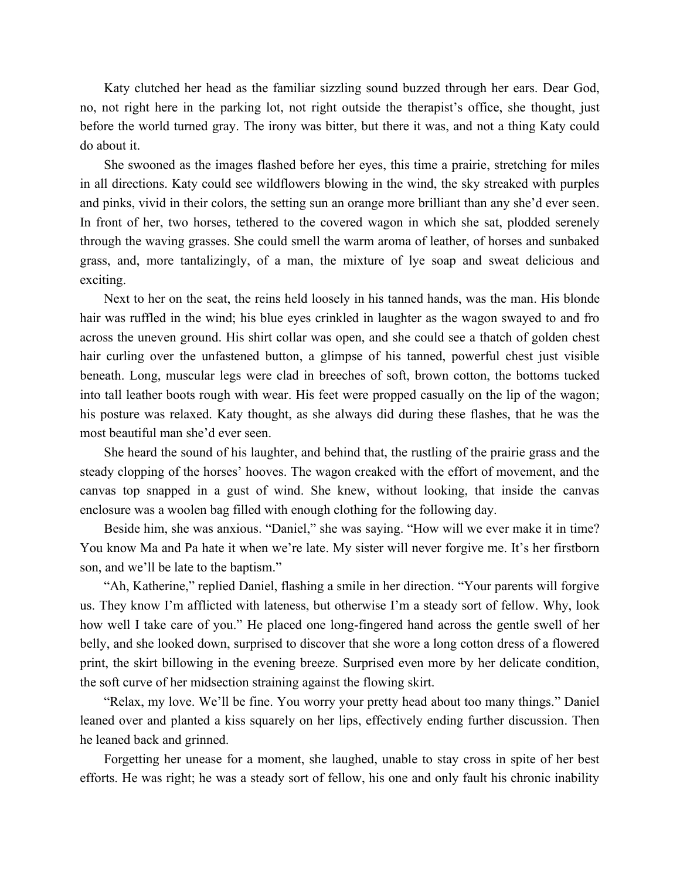Katy clutched her head as the familiar sizzling sound buzzed through her ears. Dear God, no, not right here in the parking lot, not right outside the therapist's office, she thought, just before the world turned gray. The irony was bitter, but there it was, and not a thing Katy could do about it.

She swooned as the images flashed before her eyes, this time a prairie, stretching for miles in all directions. Katy could see wildflowers blowing in the wind, the sky streaked with purples and pinks, vivid in their colors, the setting sun an orange more brilliant than any she'd ever seen. In front of her, two horses, tethered to the covered wagon in which she sat, plodded serenely through the waving grasses. She could smell the warm aroma of leather, of horses and sunbaked grass, and, more tantalizingly, of a man, the mixture of lye soap and sweat delicious and exciting.

Next to her on the seat, the reins held loosely in his tanned hands, was the man. His blonde hair was ruffled in the wind; his blue eyes crinkled in laughter as the wagon swayed to and fro across the uneven ground. His shirt collar was open, and she could see a thatch of golden chest hair curling over the unfastened button, a glimpse of his tanned, powerful chest just visible beneath. Long, muscular legs were clad in breeches of soft, brown cotton, the bottoms tucked into tall leather boots rough with wear. His feet were propped casually on the lip of the wagon; his posture was relaxed. Katy thought, as she always did during these flashes, that he was the most beautiful man she'd ever seen.

She heard the sound of his laughter, and behind that, the rustling of the prairie grass and the steady clopping of the horses' hooves. The wagon creaked with the effort of movement, and the canvas top snapped in a gust of wind. She knew, without looking, that inside the canvas enclosure was a woolen bag filled with enough clothing for the following day.

Beside him, she was anxious. "Daniel," she was saying. "How will we ever make it in time? You know Ma and Pa hate it when we're late. My sister will never forgive me. It's her firstborn son, and we'll be late to the baptism."

"Ah, Katherine," replied Daniel, flashing a smile in her direction. "Your parents will forgive us. They know I'm afflicted with lateness, but otherwise I'm a steady sort of fellow. Why, look how well I take care of you." He placed one long-fingered hand across the gentle swell of her belly, and she looked down, surprised to discover that she wore a long cotton dress of a flowered print, the skirt billowing in the evening breeze. Surprised even more by her delicate condition, the soft curve of her midsection straining against the flowing skirt.

"Relax, my love. We'll be fine. You worry your pretty head about too many things." Daniel leaned over and planted a kiss squarely on her lips, effectively ending further discussion. Then he leaned back and grinned.

Forgetting her unease for a moment, she laughed, unable to stay cross in spite of her best efforts. He was right; he was a steady sort of fellow, his one and only fault his chronic inability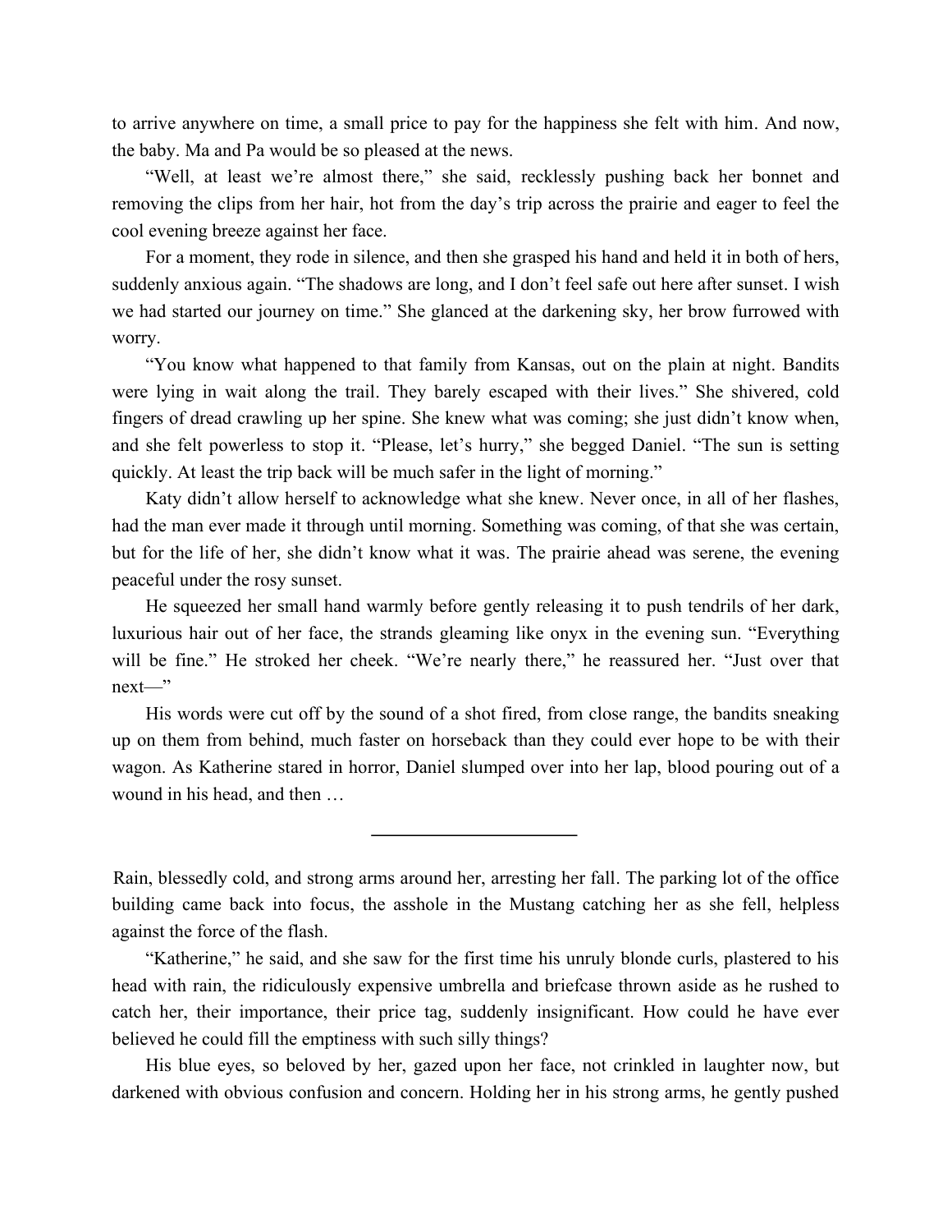to arrive anywhere on time, a small price to pay for the happiness she felt with him. And now, the baby. Ma and Pa would be so pleased at the news.

"Well, at least we're almost there," she said, recklessly pushing back her bonnet and removing the clips from her hair, hot from the day's trip across the prairie and eager to feel the cool evening breeze against her face.

For a moment, they rode in silence, and then she grasped his hand and held it in both of hers, suddenly anxious again. "The shadows are long, and I don't feel safe out here after sunset. I wish we had started our journey on time." She glanced at the darkening sky, her brow furrowed with worry.

"You know what happened to that family from Kansas, out on the plain at night. Bandits were lying in wait along the trail. They barely escaped with their lives." She shivered, cold fingers of dread crawling up her spine. She knew what was coming; she just didn't know when, and she felt powerless to stop it. "Please, let's hurry," she begged Daniel. "The sun is setting quickly. At least the trip back will be much safer in the light of morning."

Katy didn't allow herself to acknowledge what she knew. Never once, in all of her flashes, had the man ever made it through until morning. Something was coming, of that she was certain, but for the life of her, she didn't know what it was. The prairie ahead was serene, the evening peaceful under the rosy sunset.

He squeezed her small hand warmly before gently releasing it to push tendrils of her dark, luxurious hair out of her face, the strands gleaming like onyx in the evening sun. "Everything will be fine." He stroked her cheek. "We're nearly there," he reassured her. "Just over that next—"

His words were cut off by the sound of a shot fired, from close range, the bandits sneaking up on them from behind, much faster on horseback than they could ever hope to be with their wagon. As Katherine stared in horror, Daniel slumped over into her lap, blood pouring out of a wound in his head, and then …

---

Rain, blessedly cold, and strong arms around her, arresting her fall. The parking lot of the office building came back into focus, the asshole in the Mustang catching her as she fell, helpless against the force of the flash.

"Katherine," he said, and she saw for the first time his unruly blonde curls, plastered to his head with rain, the ridiculously expensive umbrella and briefcase thrown aside as he rushed to catch her, their importance, their price tag, suddenly insignificant. How could he have ever believed he could fill the emptiness with such silly things?

His blue eyes, so beloved by her, gazed upon her face, not crinkled in laughter now, but darkened with obvious confusion and concern. Holding her in his strong arms, he gently pushed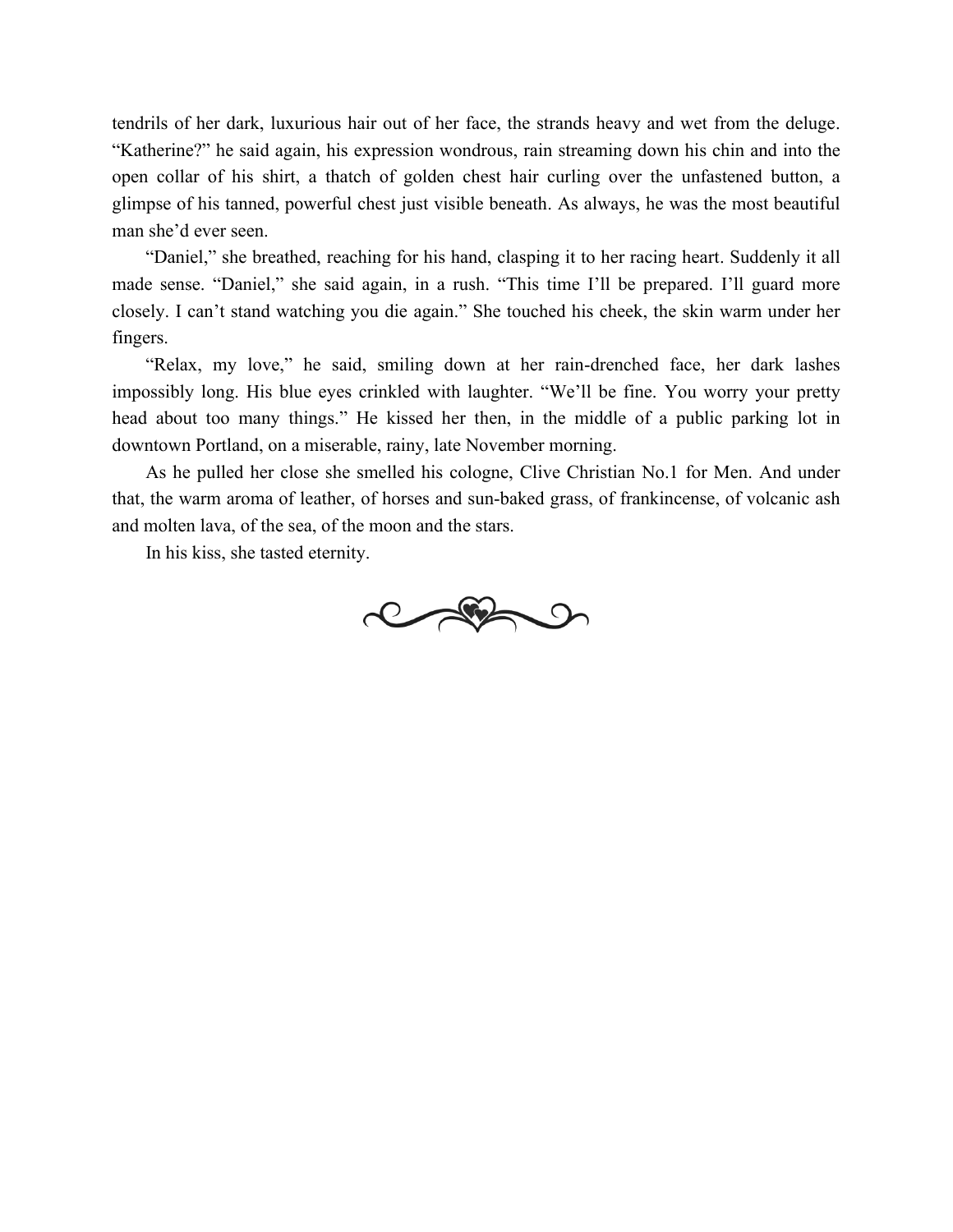tendrils of her dark, luxurious hair out of her face, the strands heavy and wet from the deluge. "Katherine?" he said again, his expression wondrous, rain streaming down his chin and into the open collar of his shirt, a thatch of golden chest hair curling over the unfastened button, a glimpse of his tanned, powerful chest just visible beneath. As always, he was the most beautiful man she'd ever seen.

"Daniel," she breathed, reaching for his hand, clasping it to her racing heart. Suddenly it all made sense. "Daniel," she said again, in a rush. "This time I'll be prepared. I'll guard more closely. I can't stand watching you die again." She touched his cheek, the skin warm under her fingers.

"Relax, my love," he said, smiling down at her rain-drenched face, her dark lashes impossibly long. His blue eyes crinkled with laughter. "We'll be fine. You worry your pretty head about too many things." He kissed her then, in the middle of a public parking lot in downtown Portland, on a miserable, rainy, late November morning.

As he pulled her close she smelled his cologne, Clive Christian No.1 for Men. And under that, the warm aroma of leather, of horses and sun-baked grass, of frankincense, of volcanic ash and molten lava, of the sea, of the moon and the stars.

In his kiss, she tasted eternity.